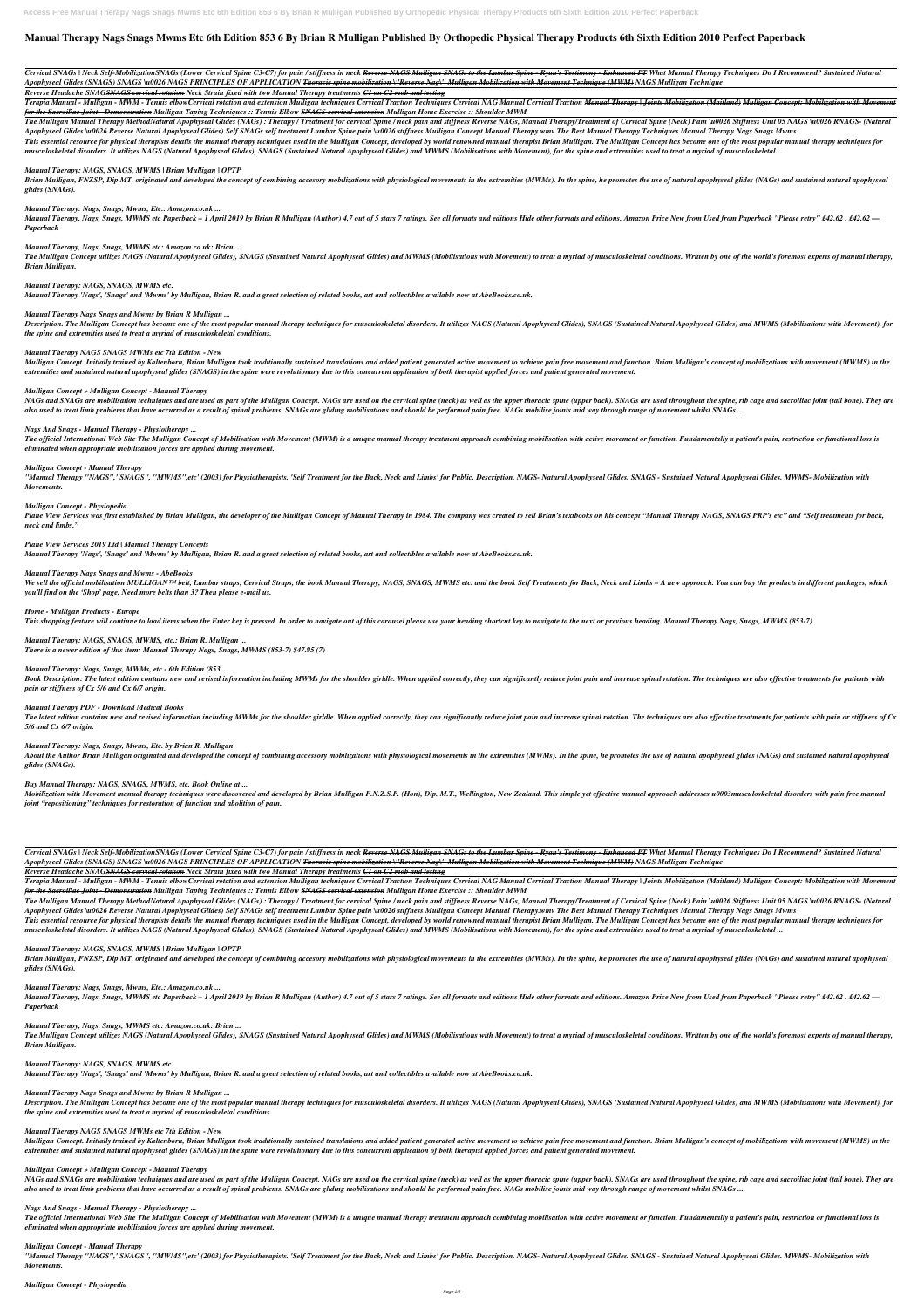# Manual Therapy Nags Snags Mwms Etc 6th Edition 853 6 By Brian R Mulligan Published By Orthopedic Physical Therapy Products 6th Sixth Edition 2010 Perfect Paperback

*Cervical SNAGs | Neck Self-MobilizationSNAGs (Lower Cervical Spine C3-C7) for pain / stiffness in neck Reverse NAGS Mulligan SNAGs to the Lumbar Spine - Ryan's Testimony - Enhanced PT What Manual Therapy Techniques Do I Recommend? Sustained Natural Apophyseal Glides (SNAGS) SNAGS \u0026 NAGS PRINCIPLES OF APPLICATION Thoracic spine mobilization \"Reverse Nag\" Mulligan Mobilization with Movement Technique (MWM) NAGS Mulligan Technique*

*Reverse Headache SNAGSNAGS cervical rotation Neck Strain fixed with two Manual Therapy treatments C1 on C2 mob and testing*

*Terapia Manual - Mulligan - MWM - Tennis elbowCervical rotation and extension Mulligan techniques Cervical Traction Techniques Cervical NAG Manual Cervical Traction Manual Therapy | Joints Mobilization (Maitland) Mulligan Concept: Mobilization with Movement for the Sacroiliac Joint - Demonstration Mulligan Taping Techniques :: Tennis Elbow SNAGS cervical extension Mulligan Home Exercise :: Shoulder MWM*

*The Mulligan Manual Therapy MethodNatural Apophyseal Glides (NAGs) : Therapy / Treatment for cervical Spine / neck pain and stiffness Reverse NAGs, Manual Therapy/Treatment of Cervical Spine (Neck) Pain \u0026 Stiffness Unit 05 NAGS \u0026 RNAGS- (Natural Apophyseal Glides \u0026 Reverse Natural Apophyseal Glides) Self SNAGs self treatment Lumbar Spine pain \u0026 stiffness Mulligan Concept Manual Therapy.wmv The Best Manual Therapy Techniques Manual Therapy Nags Snags Mwms*

*This essential resource for physical therapists details the manual therapy techniques used in the Mulligan Concept, developed by world renowned manual therapist Brian Mulligan. The Mulligan Concept has become one of the most popular manual therapy techniques for musculoskeletal disorders. It utilizes NAGS (Natural Apophyseal Glides), SNAGS (Sustained Natural Apophyseal Glides) and MWMS (Mobilisations with Movement), for the spine and extremities used to treat a myriad of musculoskeletal ...*

### *Manual Therapy: NAGS, SNAGS, MWMS | Brian Mulligan | OPTP*

*Brian Mulligan, FNZSP, Dip MT, originated and developed the concept of combining accesory mobilizations with physiological movements in the extremities (MWMs). In the spine, he promotes the use of natural apophyseal glides (NAGs) and sustained natural apophyseal glides (SNAGs).*

### *Manual Therapy: Nags, Snags, Mwms, Etc.: Amazon.co.uk ...*

*Manual Therapy, Nags, Snags, MWMS etc Paperback – 1 April 2019 by Brian R Mulligan (Author) 4.7 out of 5 stars 7 ratings. See all formats and editions Hide other formats and editions. Amazon Price New from Used from Paperback "Please retry" £42.62 . £42.62 — Paperback*

### *Manual Therapy, Nags, Snags, MWMS etc: Amazon.co.uk: Brian ...*

*The Mulligan Concept utilizes NAGS (Natural Apophyseal Glides), SNAGS (Sustained Natural Apophyseal Glides) and MWMS (Mobilisations with Movement) to treat a myriad of musculoskeletal conditions. Written by one of the world's foremost experts of manual therapy, Brian Mulligan.*

### *Manual Therapy: NAGS, SNAGS, MWMS etc.*

*Manual Therapy 'Nags', 'Snags' and 'Mwms' by Mulligan, Brian R. and a great selection of related books, art and collectibles available now at AbeBooks.co.uk.*

### *Manual Therapy Nags Snags and Mwms by Brian R Mulligan ...*

*Description. The Mulligan Concept has become one of the most popular manual therapy techniques for musculoskeletal disorders. It utilizes NAGS (Natural Apophyseal Glides), SNAGS (Sustained Natural Apophyseal Glides) and MWMS (Mobilisations with Movement), for the spine and extremities used to treat a myriad of musculoskeletal conditions.*

### *Manual Therapy NAGS SNAGS MWMs etc 7th Edition - New*

*Mulligan Concept. Initially trained by Kaltenborn, Brian Mulligan took traditionally sustained translations and added patient generated active movement to achieve pain free movement and function. Brian Mulligan's concept of mobilizations with movement (MWMS) in the extremities and sustained natural apophyseal glides (SNAGS) in the spine were revolutionary due to this concurrent application of both therapist applied forces and patient generated movement.*

### *Mulligan Concept » Mulligan Concept - Manual Therapy*

*NAGs and SNAGs are mobilisation techniques and are used as part of the Mulligan Concept. NAGs are used on the cervical spine (neck) as well as the upper thoracic spine (upper back). SNAGs are used throughout the spine, rib cage and sacroiliac joint (tail bone). They are also used to treat limb problems that have occurred as a result of spinal problems. SNAGs are gliding mobilisations and should be performed pain free. NAGs mobilise joints mid way through range of movement whilst SNAGs ...*

### *Nags And Snags - Manual Therapy - Physiotherapy ...*

*The official International Web Site The Mulligan Concept of Mobilisation with Movement (MWM) is a unique manual therapy treatment approach combining mobilisation with active movement or function. Fundamentally a patient's pain, restriction or functional loss is eliminated when appropriate mobilisation forces are applied during movement.*

### *Mulligan Concept - Manual Therapy*

*"Manual Therapy "NAGS","SNAGS", "MWMS",etc' (2003) for Physiotherapists. 'Self Treatment for the Back, Neck and Limbs' for Public. Description. NAGS- Natural Apophyseal Glides. SNAGS - Sustained Natural Apophyseal Glides. MWMS- Mobilization with Movements.*

### *Mulligan Concept - Physiopedia*

*Plane View Services was first established by Brian Mulligan, the developer of the Mulligan Concept of Manual Therapy in 1984. The company was created to sell Brian's textbooks on his concept "Manual Therapy NAGS, SNAGS PRP's etc" and "Self treatments for back, neck and limbs."*

### *Plane View Services 2019 Ltd | Manual Therapy Concepts*

*Manual Therapy 'Nags', 'Snags' and 'Mwms' by Mulligan, Brian R. and a great selection of related books, art and collectibles available now at AbeBooks.co.uk.*

### *Manual Therapy Nags Snags and Mwms - AbeBooks*

*We sell the official mobilisation MULLIGAN™ belt, Lumbar straps, Cervical Straps, the book Manual Therapy, NAGS, SNAGS, MWMS etc. and the book Self Treatments for Back, Neck and Limbs – A new approach. You can buy the products in different packages, which you'll find on the 'Shop' page. Need more belts than 3? Then please e-mail us.*

### *Home - Mulligan Products - Europe*

*This shopping feature will continue to load items when the Enter key is pressed. In order to navigate out of this carousel please use your heading shortcut key to navigate to the next or previous heading. Manual Therapy Nags, Snags, MWMS (853-7)*

### *Manual Therapy: NAGS, SNAGS, MWMS, etc.: Brian R. Mulligan ...*

*There is a newer edition of this item: Manual Therapy Nags, Snags, MWMS (853-7) $47.95 (7)*

### *Manual Therapy: Nags, Snags, MWMs, etc - 6th Edition (853 ...*

*Book Description: The latest edition contains new and revised information including MWMs for the shoulder girldle. When applied correctly, they can significantly reduce joint pain and increase spinal rotation. The techniques are also effective treatments for patients with pain or stiffness of Cx 5/6 and Cx 6/7 origin.*

### *Manual Therapy PDF - Download Medical Books*

*The latest edition contains new and revised information including MWMs for the shoulder girldle. When applied correctly, they can significantly reduce joint pain and increase spinal rotation. The techniques are also effective treatments for patients with pain or stiffness of Cx 5/6 and Cx 6/7 origin.*

### *Manual Therapy: Nags, Snags, Mwms, Etc. by Brian R. Mulligan*

*About the Author Brian Mulligan originated and developed the concept of combining accessory mobilizations with physiological movements in the extremities (MWMs). In the spine, he promotes the use of natural apophyseal glides (NAGs) and sustained natural apophyseal glides (SNAGs).*

### *Buy Manual Therapy: NAGS, SNAGS, MWMS, etc. Book Online at ...*

*Mobilization with Movement manual therapy techniques were discovered and developed by Brian Mulligan F.N.Z.S.P. (Hon), Dip. M.T., Wellington, New Zealand. This simple yet effective manual approach addresses u0003musculoskeletal disorders with pain free manual joint "repositioning" techniques for restoration of function and abolition of pain.*

*Cervical SNAGs | Neck Self-MobilizationSNAGs (Lower Cervical Spine C3-C7) for pain / stiffness in neck Reverse NAGS Mulligan SNAGs to the Lumbar Spine - Ryan's Testimony - Enhanced PT What Manual Therapy Techniques Do I Recommend? Sustained Natural Apophyseal Glides (SNAGS) SNAGS \u0026 NAGS PRINCIPLES OF APPLICATION Thoracic spine mobilization \"Reverse Nag\" Mulligan Mobilization with Movement Technique (MWM) NAGS Mulligan Technique*

*Reverse Headache SNAGSNAGS cervical rotation Neck Strain fixed with two Manual Therapy treatments C1 on C2 mob and testing*

*Terapia Manual - Mulligan - MWM - Tennis elbowCervical rotation and extension Mulligan techniques Cervical Traction Techniques Cervical NAG Manual Cervical Traction Manual Therapy | Joints Mobilization (Maitland) Mulligan Concept: Mobilization with Movement for the Sacroiliac Joint - Demonstration Mulligan Taping Techniques :: Tennis Elbow SNAGS cervical extension Mulligan Home Exercise :: Shoulder MWM*

*The Mulligan Manual Therapy MethodNatural Apophyseal Glides (NAGs) : Therapy / Treatment for cervical Spine / neck pain and stiffness Reverse NAGs, Manual Therapy/Treatment of Cervical Spine (Neck) Pain \u0026 Stiffness Unit 05 NAGS \u0026 RNAGS- (Natural Apophyseal Glides \u0026 Reverse Natural Apophyseal Glides) Self SNAGs self treatment Lumbar Spine pain \u0026 stiffness Mulligan Concept Manual Therapy.wmv The Best Manual Therapy Techniques Manual Therapy Nags Snags Mwms*

*This essential resource for physical therapists details the manual therapy techniques used in the Mulligan Concept, developed by world renowned manual therapist Brian Mulligan. The Mulligan Concept has become one of the most popular manual therapy techniques for musculoskeletal disorders. It utilizes NAGS (Natural Apophyseal Glides), SNAGS (Sustained Natural Apophyseal Glides) and MWMS (Mobilisations with Movement), for the spine and extremities used to treat a myriad of musculoskeletal ...*

### *Manual Therapy: NAGS, SNAGS, MWMS | Brian Mulligan | OPTP*

*Brian Mulligan, FNZSP, Dip MT, originated and developed the concept of combining accesory mobilizations with physiological movements in the extremities (MWMs). In the spine, he promotes the use of natural apophyseal glides (NAGs) and sustained natural apophyseal glides (SNAGs).*

### *Manual Therapy: Nags, Snags, Mwms, Etc.: Amazon.co.uk ...*

*Manual Therapy, Nags, Snags, MWMS etc Paperback – 1 April 2019 by Brian R Mulligan (Author) 4.7 out of 5 stars 7 ratings. See all formats and editions Hide other formats and editions. Amazon Price New from Used from Paperback "Please retry" £42.62 . £42.62 — Paperback*

### *Manual Therapy, Nags, Snags, MWMS etc: Amazon.co.uk: Brian ...*

*The Mulligan Concept utilizes NAGS (Natural Apophyseal Glides), SNAGS (Sustained Natural Apophyseal Glides) and MWMS (Mobilisations with Movement) to treat a myriad of musculoskeletal conditions. Written by one of the world's foremost experts of manual therapy, Brian Mulligan.*

### *Manual Therapy: NAGS, SNAGS, MWMS etc.*

*Manual Therapy 'Nags', 'Snags' and 'Mwms' by Mulligan, Brian R. and a great selection of related books, art and collectibles available now at AbeBooks.co.uk.*

### *Manual Therapy Nags Snags and Mwms by Brian R Mulligan ...*

*Description. The Mulligan Concept has become one of the most popular manual therapy techniques for musculoskeletal disorders. It utilizes NAGS (Natural Apophyseal Glides), SNAGS (Sustained Natural Apophyseal Glides) and MWMS (Mobilisations with Movement), for the spine and extremities used to treat a myriad of musculoskeletal conditions.*

### *Manual Therapy NAGS SNAGS MWMs etc 7th Edition - New*

*Mulligan Concept. Initially trained by Kaltenborn, Brian Mulligan took traditionally sustained translations and added patient generated active movement to achieve pain free movement and function. Brian Mulligan's concept of mobilizations with movement (MWMS) in the extremities and sustained natural apophyseal glides (SNAGS) in the spine were revolutionary due to this concurrent application of both therapist applied forces and patient generated movement.*

### *Mulligan Concept » Mulligan Concept - Manual Therapy*

*NAGs and SNAGs are mobilisation techniques and are used as part of the Mulligan Concept. NAGs are used on the cervical spine (neck) as well as the upper thoracic spine (upper back). SNAGs are used throughout the spine, rib cage and sacroiliac joint (tail bone). They are also used to treat limb problems that have occurred as a result of spinal problems. SNAGs are gliding mobilisations and should be performed pain free. NAGs mobilise joints mid way through range of movement whilst SNAGs ...*

### *Nags And Snags - Manual Therapy - Physiotherapy ...*

*The official International Web Site The Mulligan Concept of Mobilisation with Movement (MWM) is a unique manual therapy treatment approach combining mobilisation with active movement or function. Fundamentally a patient's pain, restriction or functional loss is eliminated when appropriate mobilisation forces are applied during movement.*

### *Mulligan Concept - Manual Therapy*

*"Manual Therapy "NAGS","SNAGS", "MWMS",etc' (2003) for Physiotherapists. 'Self Treatment for the Back, Neck and Limbs' for Public. Description. NAGS- Natural Apophyseal Glides. SNAGS - Sustained Natural Apophyseal Glides. MWMS- Mobilization with Movements.*

### *Mulligan Concept - Physiopedia*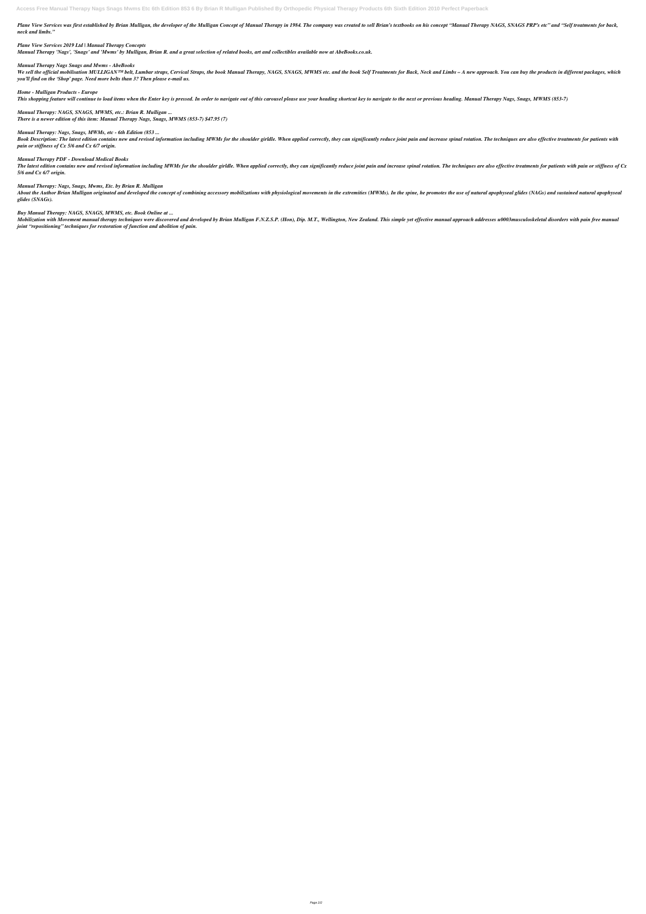*Plane View Services was first established by Brian Mulligan, the developer of the Mulligan Concept of Manual Therapy in 1984. The company was created to sell Brian's textbooks on his concept "Manual Therapy NAGS, SNAGS PRP's etc" and "Self treatments for back, neck and limbs."*

***Plane View Services 2019 Ltd | Manual Therapy Concepts***

*Manual Therapy 'Nags', 'Snags' and 'Mwms' by Mulligan, Brian R. and a great selection of related books, art and collectibles available now at AbeBooks.co.uk.*

***Manual Therapy Nags Snags and Mwms - AbeBooks***

*We sell the official mobilisation MULLIGAN™ belt, Lumbar straps, Cervical Straps, the book Manual Therapy, NAGS, SNAGS, MWMS etc. and the book Self Treatments for Back, Neck and Limbs – A new approach. You can buy the products in different packages, which you'll find on the 'Shop' page. Need more belts than 3? Then please e-mail us.*

***Home - Mulligan Products - Europe***

*This shopping feature will continue to load items when the Enter key is pressed. In order to navigate out of this carousel please use your heading shortcut key to navigate to the next or previous heading. Manual Therapy Nags, Snags, MWMS (853-7)*

***Manual Therapy: NAGS, SNAGS, MWMS, etc.: Brian R. Mulligan ...***

*There is a newer edition of this item: Manual Therapy Nags, Snags, MWMS (853-7) $47.95 (7)*

***Manual Therapy: Nags, Snags, MWMs, etc - 6th Edition (853 ...***

*Book Description: The latest edition contains new and revised information including MWMs for the shoulder girldle. When applied correctly, they can significantly reduce joint pain and increase spinal rotation. The techniques are also effective treatments for patients with pain or stiffness of Cx 5/6 and Cx 6/7 origin.*

***Manual Therapy PDF - Download Medical Books***

*The latest edition contains new and revised information including MWMs for the shoulder girldle. When applied correctly, they can significantly reduce joint pain and increase spinal rotation. The techniques are also effective treatments for patients with pain or stiffness of Cx 5/6 and Cx 6/7 origin.*

***Manual Therapy: Nags, Snags, Mwms, Etc. by Brian R. Mulligan***

*About the Author Brian Mulligan originated and developed the concept of combining accessory mobilizations with physiological movements in the extremities (MWMs). In the spine, he promotes the use of natural apophyseal glides (NAGs) and sustained natural apophyseal glides (SNAGs).*

***Buy Manual Therapy: NAGS, SNAGS, MWMS, etc. Book Online at ...***

*Mobilization with Movement manual therapy techniques were discovered and developed by Brian Mulligan F.N.Z.S.P. (Hon), Dip. M.T., Wellington, New Zealand. This simple yet effective manual approach addresses u0003musculoskeletal disorders with pain free manual joint "repositioning" techniques for restoration of function and abolition of pain.*